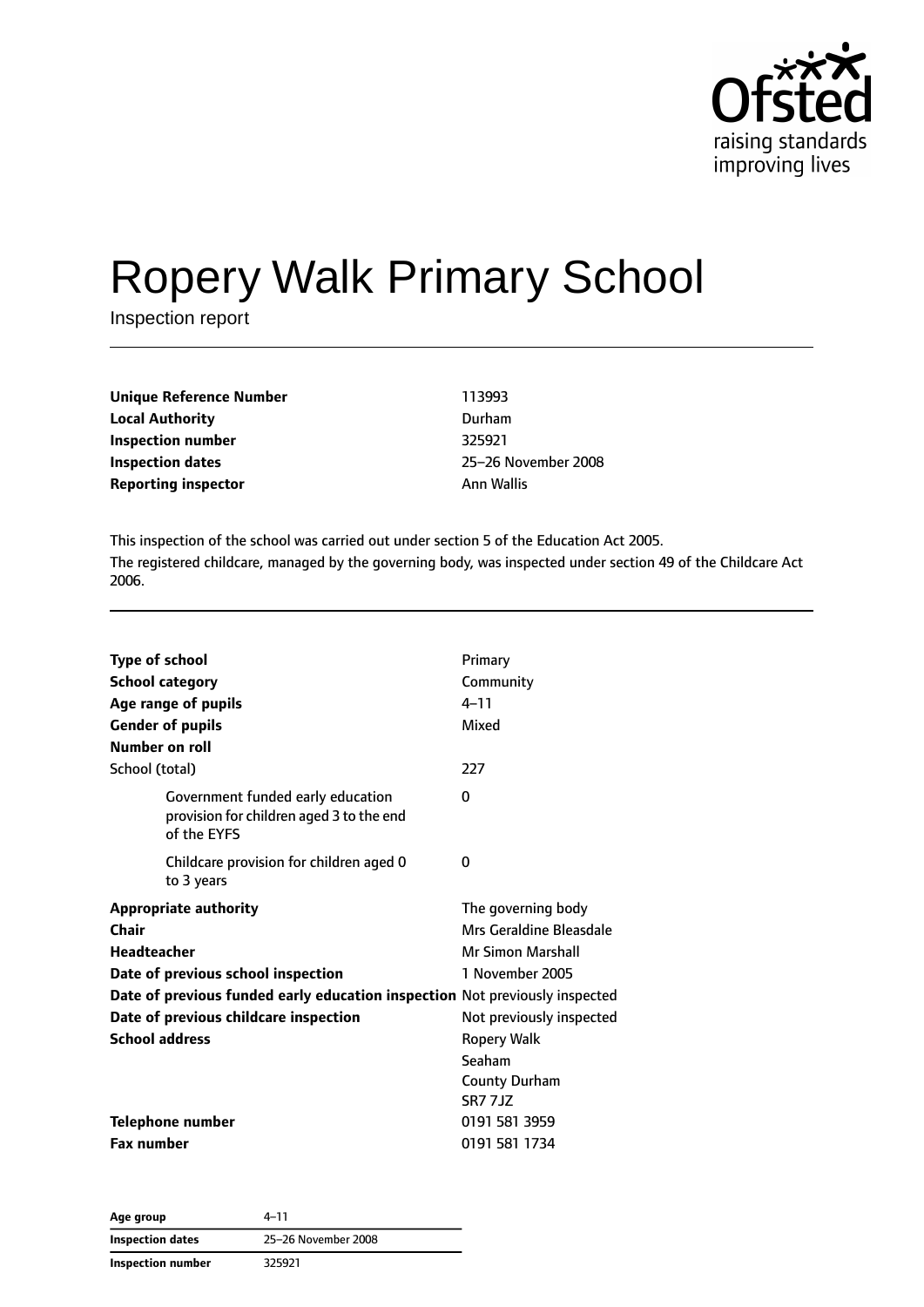# Ropery Walk Primary School

Inspection report

| | |
|---|---|
| **Unique Reference Number** | 113993 |
| **Local Authority** | Durham |
| **Inspection number** | 325921 |
| **Inspection dates** | 25–26 November 2008 |
| **Reporting inspector** | Ann Wallis |

This inspection of the school was carried out under section 5 of the Education Act 2005.

The registered childcare, managed by the governing body, was inspected under section 49 of the Childcare Act 2006.

| | |
|---|---|
| **Type of school** | Primary |
| **School category** | Community |
| **Age range of pupils** | 4–11 |
| **Gender of pupils** | Mixed |
| **Number on roll** | |
| School (total) | 227 |
| Government funded early education provision for children aged 3 to the end of the EYFS | 0 |
| Childcare provision for children aged 0 to 3 years | 0 |
| **Appropriate authority** | The governing body |
| **Chair** | Mrs Geraldine Bleasdale |
| **Headteacher** | Mr Simon Marshall |
| **Date of previous school inspection** | 1 November 2005 |
| **Date of previous funded early education inspection** | Not previously inspected |
| **Date of previous childcare inspection** | Not previously inspected |
| **School address** | Ropery Walk<br>Seaham<br>County Durham<br>SR7 7JZ |
| **Telephone number** | 0191 581 3959 |
| **Fax number** | 0191 581 1734 |

| | |
|---|---|
| **Age group** | 4–11 |
| **Inspection dates** | 25–26 November 2008 |
| **Inspection number** | 325921 |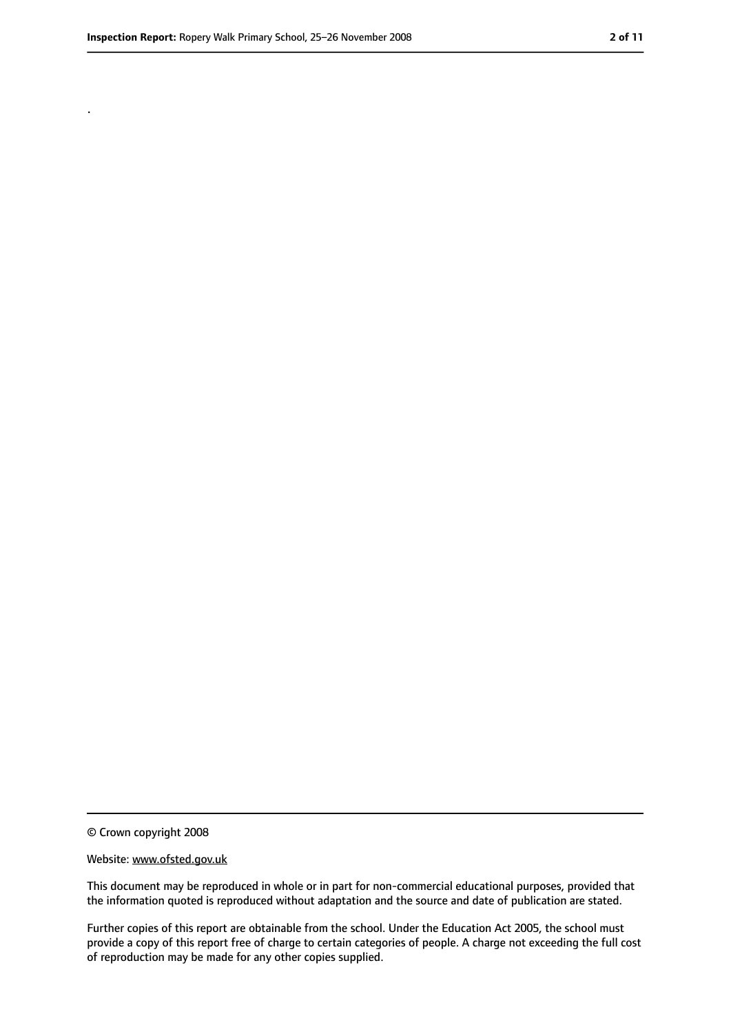.

© Crown copyright 2008

Website: www.ofsted.gov.uk

This document may be reproduced in whole or in part for non-commercial educational purposes, provided that the information quoted is reproduced without adaptation and the source and date of publication are stated.

Further copies of this report are obtainable from the school. Under the Education Act 2005, the school must provide a copy of this report free of charge to certain categories of people. A charge not exceeding the full cost of reproduction may be made for any other copies supplied.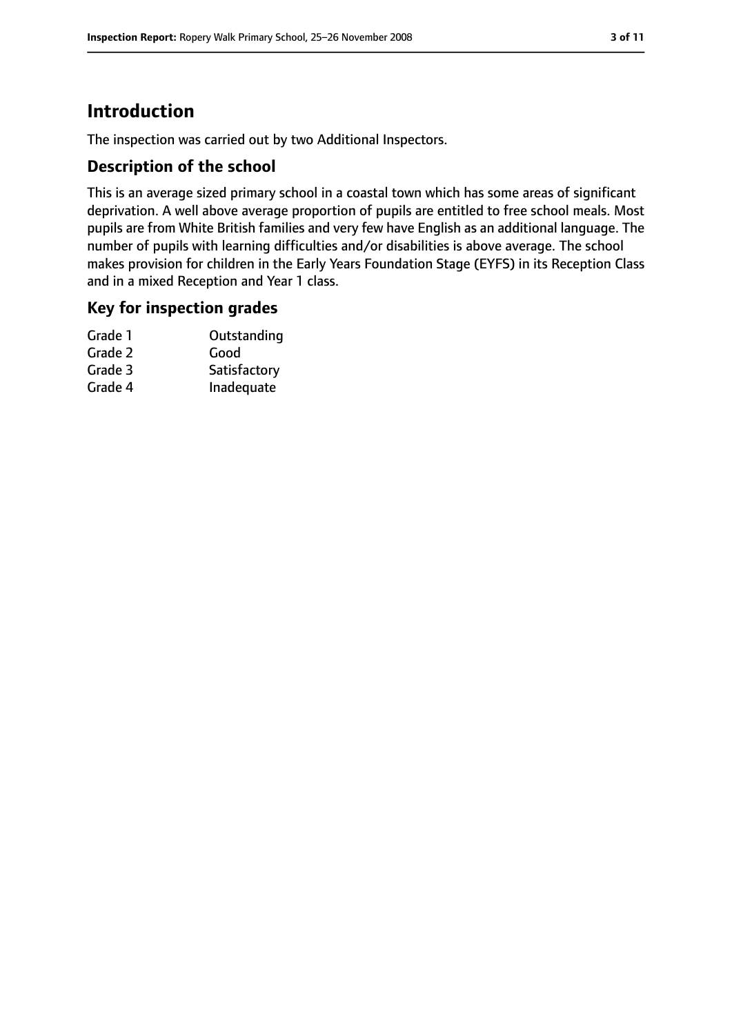# Introduction

The inspection was carried out by two Additional Inspectors.

## Description of the school

This is an average sized primary school in a coastal town which has some areas of significant deprivation. A well above average proportion of pupils are entitled to free school meals. Most pupils are from White British families and very few have English as an additional language. The number of pupils with learning difficulties and/or disabilities is above average. The school makes provision for children in the Early Years Foundation Stage (EYFS) in its Reception Class and in a mixed Reception and Year 1 class.

## Key for inspection grades

| | |
|---|---|
| Grade 1 | Outstanding |
| Grade 2 | Good |
| Grade 3 | Satisfactory |
| Grade 4 | Inadequate |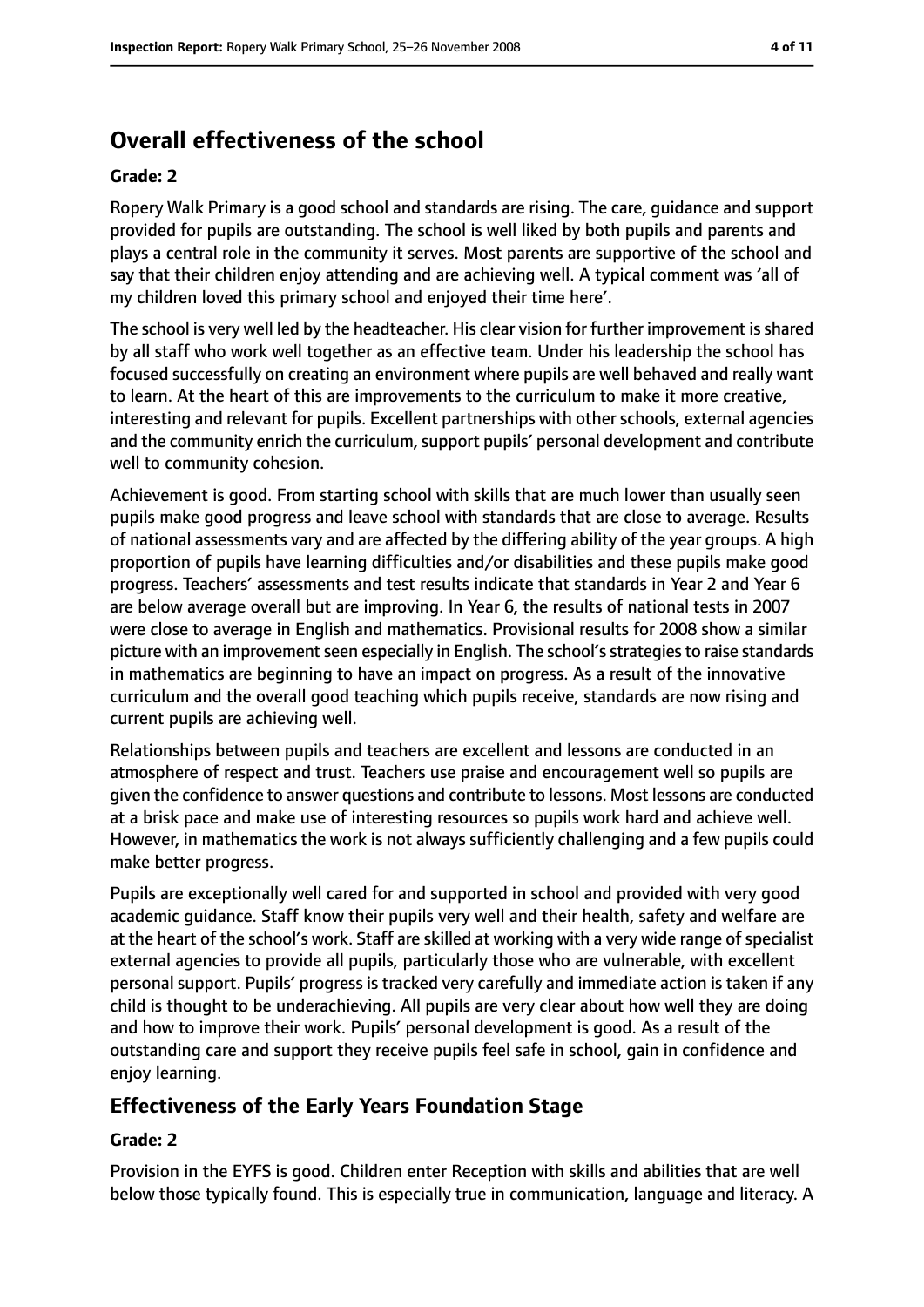## Overall effectiveness of the school

### Grade: 2

Ropery Walk Primary is a good school and standards are rising. The care, guidance and support provided for pupils are outstanding. The school is well liked by both pupils and parents and plays a central role in the community it serves. Most parents are supportive of the school and say that their children enjoy attending and are achieving well. A typical comment was 'all of my children loved this primary school and enjoyed their time here'.

The school is very well led by the headteacher. His clear vision for further improvement is shared by all staff who work well together as an effective team. Under his leadership the school has focused successfully on creating an environment where pupils are well behaved and really want to learn. At the heart of this are improvements to the curriculum to make it more creative, interesting and relevant for pupils. Excellent partnerships with other schools, external agencies and the community enrich the curriculum, support pupils' personal development and contribute well to community cohesion.

Achievement is good. From starting school with skills that are much lower than usually seen pupils make good progress and leave school with standards that are close to average. Results of national assessments vary and are affected by the differing ability of the year groups. A high proportion of pupils have learning difficulties and/or disabilities and these pupils make good progress. Teachers' assessments and test results indicate that standards in Year 2 and Year 6 are below average overall but are improving. In Year 6, the results of national tests in 2007 were close to average in English and mathematics. Provisional results for 2008 show a similar picture with an improvement seen especially in English. The school's strategies to raise standards in mathematics are beginning to have an impact on progress. As a result of the innovative curriculum and the overall good teaching which pupils receive, standards are now rising and current pupils are achieving well.

Relationships between pupils and teachers are excellent and lessons are conducted in an atmosphere of respect and trust. Teachers use praise and encouragement well so pupils are given the confidence to answer questions and contribute to lessons. Most lessons are conducted at a brisk pace and make use of interesting resources so pupils work hard and achieve well. However, in mathematics the work is not always sufficiently challenging and a few pupils could make better progress.

Pupils are exceptionally well cared for and supported in school and provided with very good academic guidance. Staff know their pupils very well and their health, safety and welfare are at the heart of the school's work. Staff are skilled at working with a very wide range of specialist external agencies to provide all pupils, particularly those who are vulnerable, with excellent personal support. Pupils' progress is tracked very carefully and immediate action is taken if any child is thought to be underachieving. All pupils are very clear about how well they are doing and how to improve their work. Pupils' personal development is good. As a result of the outstanding care and support they receive pupils feel safe in school, gain in confidence and enjoy learning.

## Effectiveness of the Early Years Foundation Stage

### Grade: 2

Provision in the EYFS is good. Children enter Reception with skills and abilities that are well below those typically found. This is especially true in communication, language and literacy. A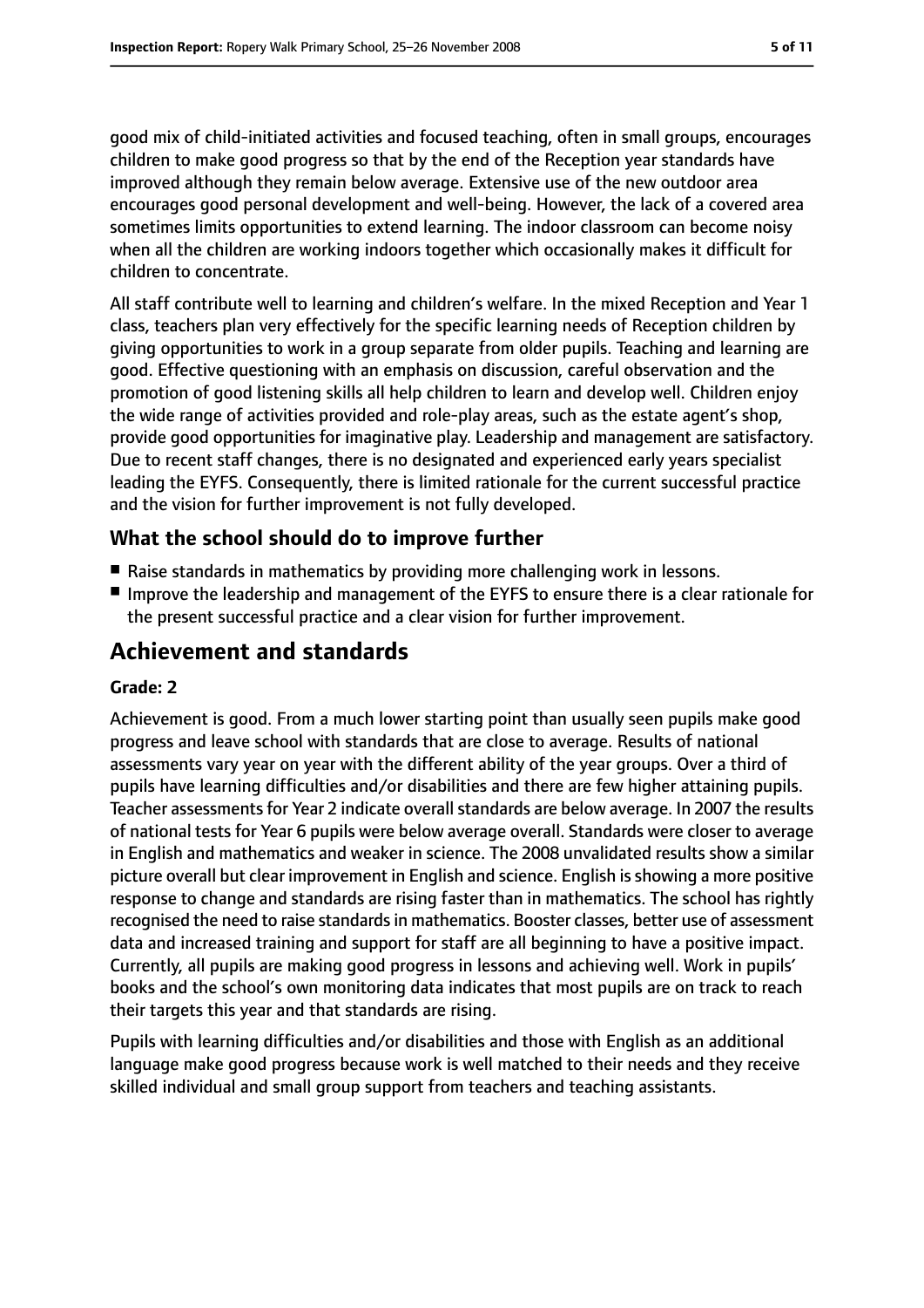good mix of child-initiated activities and focused teaching, often in small groups, encourages children to make good progress so that by the end of the Reception year standards have improved although they remain below average. Extensive use of the new outdoor area encourages good personal development and well-being. However, the lack of a covered area sometimes limits opportunities to extend learning. The indoor classroom can become noisy when all the children are working indoors together which occasionally makes it difficult for children to concentrate.

All staff contribute well to learning and children's welfare. In the mixed Reception and Year 1 class, teachers plan very effectively for the specific learning needs of Reception children by giving opportunities to work in a group separate from older pupils. Teaching and learning are good. Effective questioning with an emphasis on discussion, careful observation and the promotion of good listening skills all help children to learn and develop well. Children enjoy the wide range of activities provided and role-play areas, such as the estate agent's shop, provide good opportunities for imaginative play. Leadership and management are satisfactory. Due to recent staff changes, there is no designated and experienced early years specialist leading the EYFS. Consequently, there is limited rationale for the current successful practice and the vision for further improvement is not fully developed.

### What the school should do to improve further

- Raise standards in mathematics by providing more challenging work in lessons.
- Improve the leadership and management of the EYFS to ensure there is a clear rationale for the present successful practice and a clear vision for further improvement.

## Achievement and standards

#### Grade: 2

Achievement is good. From a much lower starting point than usually seen pupils make good progress and leave school with standards that are close to average. Results of national assessments vary year on year with the different ability of the year groups. Over a third of pupils have learning difficulties and/or disabilities and there are few higher attaining pupils. Teacher assessments for Year 2 indicate overall standards are below average. In 2007 the results of national tests for Year 6 pupils were below average overall. Standards were closer to average in English and mathematics and weaker in science. The 2008 unvalidated results show a similar picture overall but clear improvement in English and science. English is showing a more positive response to change and standards are rising faster than in mathematics. The school has rightly recognised the need to raise standards in mathematics. Booster classes, better use of assessment data and increased training and support for staff are all beginning to have a positive impact. Currently, all pupils are making good progress in lessons and achieving well. Work in pupils' books and the school's own monitoring data indicates that most pupils are on track to reach their targets this year and that standards are rising.

Pupils with learning difficulties and/or disabilities and those with English as an additional language make good progress because work is well matched to their needs and they receive skilled individual and small group support from teachers and teaching assistants.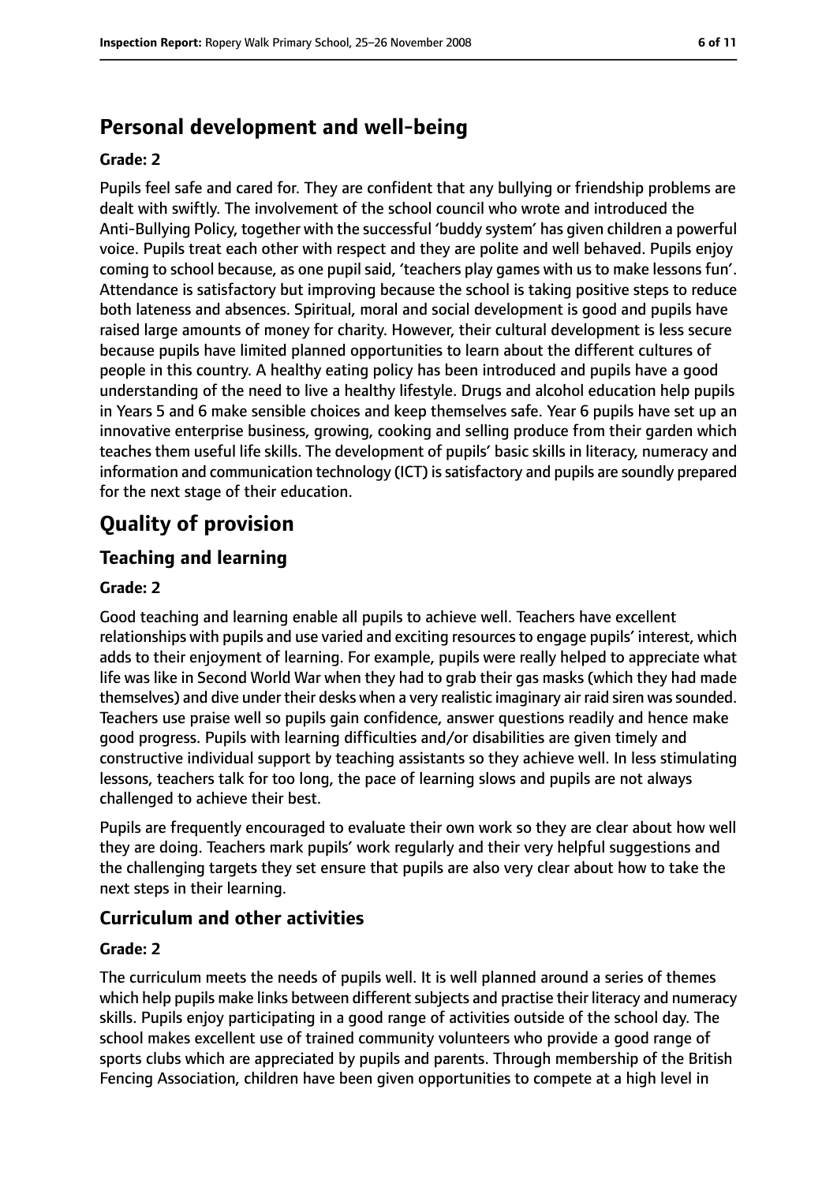## Personal development and well-being

**Grade: 2**

Pupils feel safe and cared for. They are confident that any bullying or friendship problems are dealt with swiftly. The involvement of the school council who wrote and introduced the Anti-Bullying Policy, together with the successful 'buddy system' has given children a powerful voice. Pupils treat each other with respect and they are polite and well behaved. Pupils enjoy coming to school because, as one pupil said, 'teachers play games with us to make lessons fun'. Attendance is satisfactory but improving because the school is taking positive steps to reduce both lateness and absences. Spiritual, moral and social development is good and pupils have raised large amounts of money for charity. However, their cultural development is less secure because pupils have limited planned opportunities to learn about the different cultures of people in this country. A healthy eating policy has been introduced and pupils have a good understanding of the need to live a healthy lifestyle. Drugs and alcohol education help pupils in Years 5 and 6 make sensible choices and keep themselves safe. Year 6 pupils have set up an innovative enterprise business, growing, cooking and selling produce from their garden which teaches them useful life skills. The development of pupils' basic skills in literacy, numeracy and information and communication technology (ICT) is satisfactory and pupils are soundly prepared for the next stage of their education.

# Quality of provision

## Teaching and learning

**Grade: 2**

Good teaching and learning enable all pupils to achieve well. Teachers have excellent relationships with pupils and use varied and exciting resources to engage pupils' interest, which adds to their enjoyment of learning. For example, pupils were really helped to appreciate what life was like in Second World War when they had to grab their gas masks (which they had made themselves) and dive under their desks when a very realistic imaginary air raid siren was sounded. Teachers use praise well so pupils gain confidence, answer questions readily and hence make good progress. Pupils with learning difficulties and/or disabilities are given timely and constructive individual support by teaching assistants so they achieve well. In less stimulating lessons, teachers talk for too long, the pace of learning slows and pupils are not always challenged to achieve their best.

Pupils are frequently encouraged to evaluate their own work so they are clear about how well they are doing. Teachers mark pupils' work regularly and their very helpful suggestions and the challenging targets they set ensure that pupils are also very clear about how to take the next steps in their learning.

## Curriculum and other activities

**Grade: 2**

The curriculum meets the needs of pupils well. It is well planned around a series of themes which help pupils make links between different subjects and practise their literacy and numeracy skills. Pupils enjoy participating in a good range of activities outside of the school day. The school makes excellent use of trained community volunteers who provide a good range of sports clubs which are appreciated by pupils and parents. Through membership of the British Fencing Association, children have been given opportunities to compete at a high level in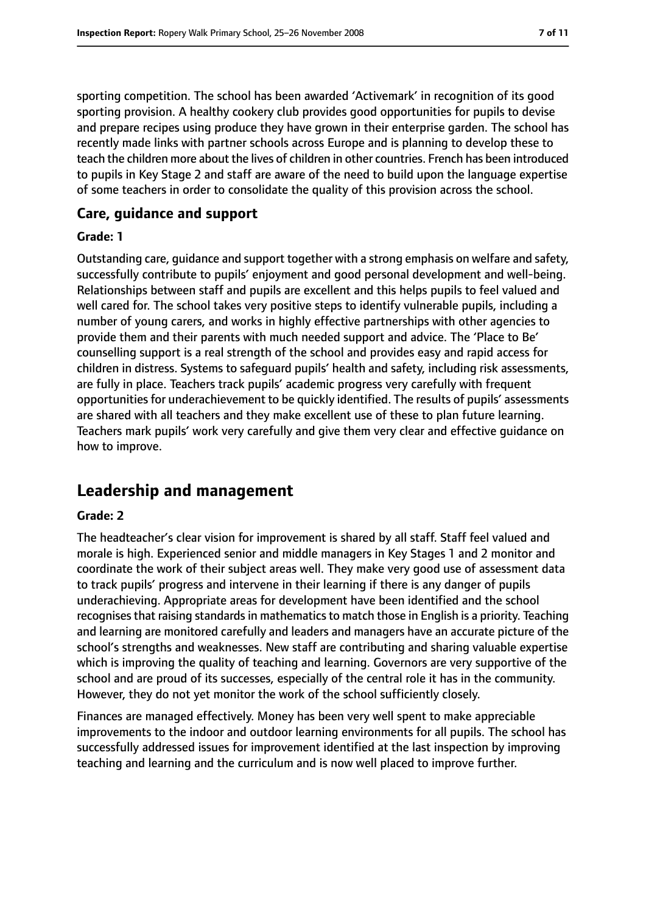sporting competition. The school has been awarded 'Activemark' in recognition of its good sporting provision. A healthy cookery club provides good opportunities for pupils to devise and prepare recipes using produce they have grown in their enterprise garden. The school has recently made links with partner schools across Europe and is planning to develop these to teach the children more about the lives of children in other countries. French has been introduced to pupils in Key Stage 2 and staff are aware of the need to build upon the language expertise of some teachers in order to consolidate the quality of this provision across the school.

### Care, guidance and support

#### Grade: 1

Outstanding care, guidance and support together with a strong emphasis on welfare and safety, successfully contribute to pupils' enjoyment and good personal development and well-being. Relationships between staff and pupils are excellent and this helps pupils to feel valued and well cared for. The school takes very positive steps to identify vulnerable pupils, including a number of young carers, and works in highly effective partnerships with other agencies to provide them and their parents with much needed support and advice. The 'Place to Be' counselling support is a real strength of the school and provides easy and rapid access for children in distress. Systems to safeguard pupils' health and safety, including risk assessments, are fully in place. Teachers track pupils' academic progress very carefully with frequent opportunities for underachievement to be quickly identified. The results of pupils' assessments are shared with all teachers and they make excellent use of these to plan future learning. Teachers mark pupils' work very carefully and give them very clear and effective guidance on how to improve.

## Leadership and management

#### Grade: 2

The headteacher's clear vision for improvement is shared by all staff. Staff feel valued and morale is high. Experienced senior and middle managers in Key Stages 1 and 2 monitor and coordinate the work of their subject areas well. They make very good use of assessment data to track pupils' progress and intervene in their learning if there is any danger of pupils underachieving. Appropriate areas for development have been identified and the school recognises that raising standards in mathematics to match those in English is a priority. Teaching and learning are monitored carefully and leaders and managers have an accurate picture of the school's strengths and weaknesses. New staff are contributing and sharing valuable expertise which is improving the quality of teaching and learning. Governors are very supportive of the school and are proud of its successes, especially of the central role it has in the community. However, they do not yet monitor the work of the school sufficiently closely.

Finances are managed effectively. Money has been very well spent to make appreciable improvements to the indoor and outdoor learning environments for all pupils. The school has successfully addressed issues for improvement identified at the last inspection by improving teaching and learning and the curriculum and is now well placed to improve further.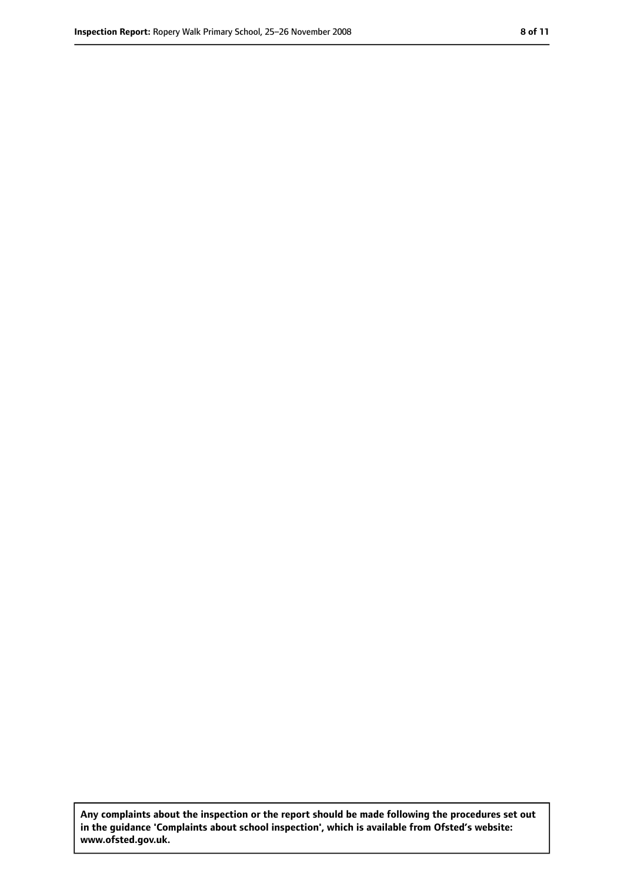**Any complaints about the inspection or the report should be made following the procedures set out in the guidance 'Complaints about school inspection', which is available from Ofsted's website: www.ofsted.gov.uk.**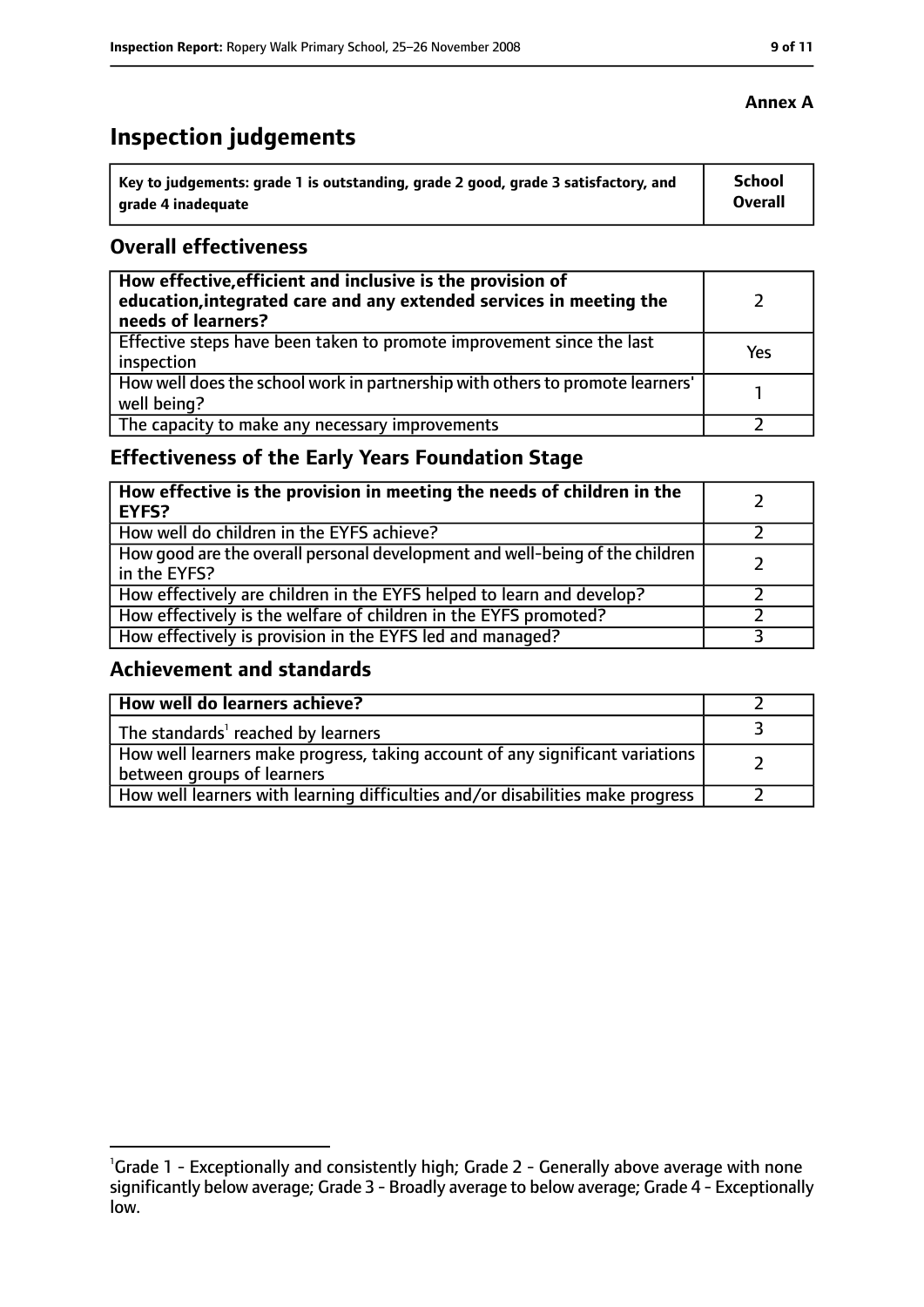**Annex A**

# Inspection judgements

| Key to judgements: grade 1 is outstanding, grade 2 good, grade 3 satisfactory, and grade 4 inadequate | School Overall |
|---|---|

## Overall effectiveness

| | |
|---|---|
| **How effective, efficient and inclusive is the provision of education, integrated care and any extended services in meeting the needs of learners?** | 2 |
| Effective steps have been taken to promote improvement since the last inspection | Yes |
| How well does the school work in partnership with others to promote learners' well being? | 1 |
| The capacity to make any necessary improvements | 2 |

## Effectiveness of the Early Years Foundation Stage

| | |
|---|---|
| **How effective is the provision in meeting the needs of children in the EYFS?** | 2 |
| How well do children in the EYFS achieve? | 2 |
| How good are the overall personal development and well-being of the children in the EYFS? | 2 |
| How effectively are children in the EYFS helped to learn and develop? | 2 |
| How effectively is the welfare of children in the EYFS promoted? | 2 |
| How effectively is provision in the EYFS led and managed? | 3 |

## Achievement and standards

| | |
|---|---|
| **How well do learners achieve?** | 2 |
| The standards[1] reached by learners | 3 |
| How well learners make progress, taking account of any significant variations between groups of learners | 2 |
| How well learners with learning difficulties and/or disabilities make progress | 2 |

[1]Grade 1 - Exceptionally and consistently high; Grade 2 - Generally above average with none significantly below average; Grade 3 - Broadly average to below average; Grade 4 - Exceptionally low.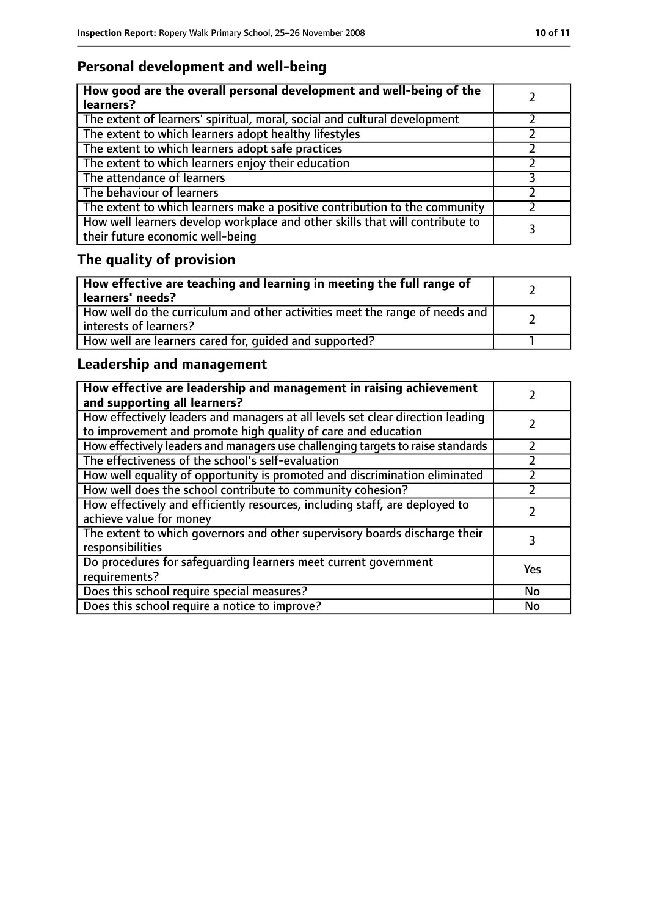## Personal development and well-being

| **How good are the overall personal development and well-being of the learners?** | 2 |
|---|---|
| The extent of learners' spiritual, moral, social and cultural development | 2 |
| The extent to which learners adopt healthy lifestyles | 2 |
| The extent to which learners adopt safe practices | 2 |
| The extent to which learners enjoy their education | 2 |
| The attendance of learners | 3 |
| The behaviour of learners | 2 |
| The extent to which learners make a positive contribution to the community | 2 |
| How well learners develop workplace and other skills that will contribute to their future economic well-being | 3 |

## The quality of provision

| **How effective are teaching and learning in meeting the full range of learners' needs?** | 2 |
|---|---|
| How well do the curriculum and other activities meet the range of needs and interests of learners? | 2 |
| How well are learners cared for, guided and supported? | 1 |

## Leadership and management

| **How effective are leadership and management in raising achievement and supporting all learners?** | 2 |
|---|---|
| How effectively leaders and managers at all levels set clear direction leading to improvement and promote high quality of care and education | 2 |
| How effectively leaders and managers use challenging targets to raise standards | 2 |
| The effectiveness of the school's self-evaluation | 2 |
| How well equality of opportunity is promoted and discrimination eliminated | 2 |
| How well does the school contribute to community cohesion? | 2 |
| How effectively and efficiently resources, including staff, are deployed to achieve value for money | 2 |
| The extent to which governors and other supervisory boards discharge their responsibilities | 3 |
| Do procedures for safeguarding learners meet current government requirements? | Yes |
| Does this school require special measures? | No |
| Does this school require a notice to improve? | No |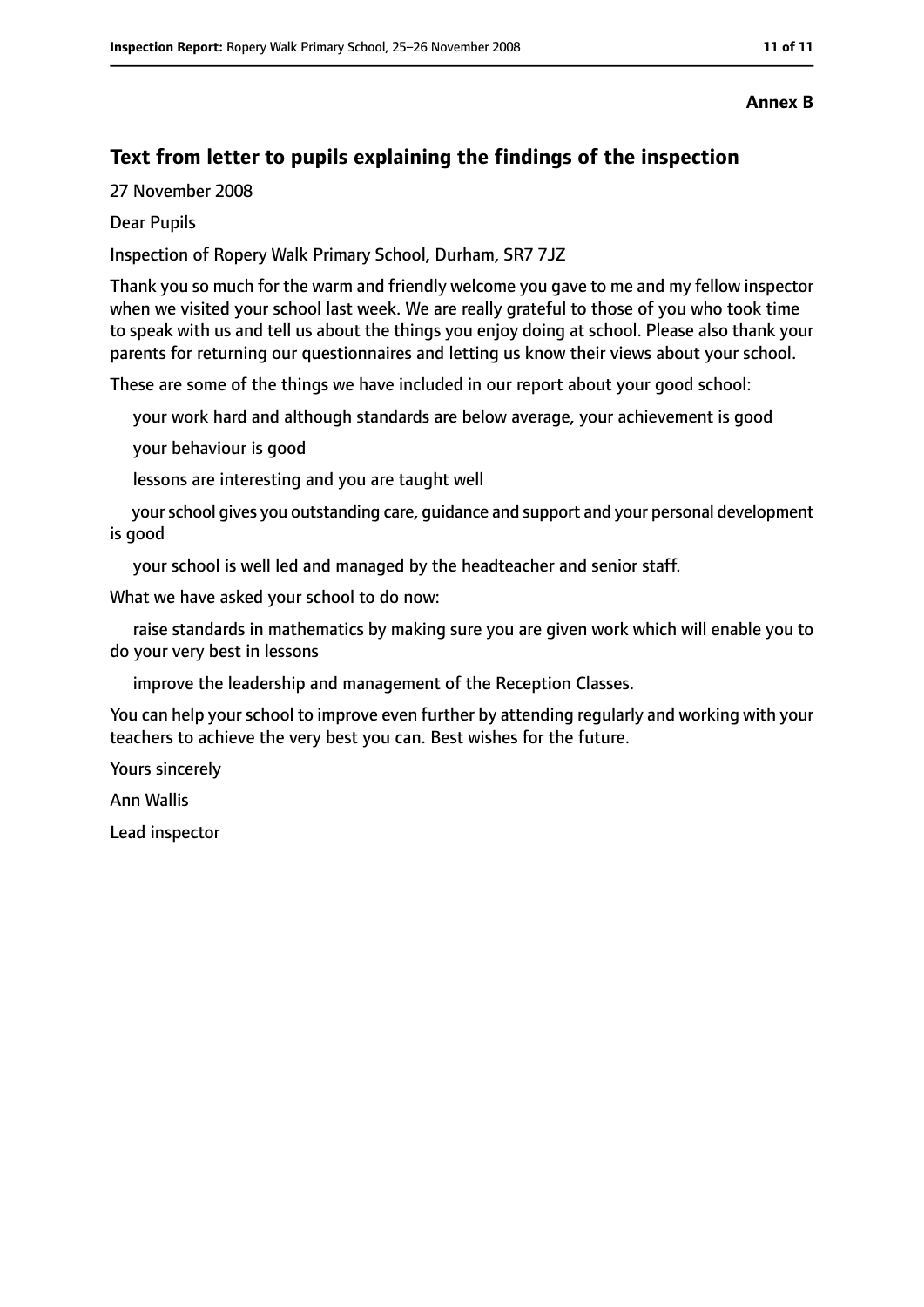**Annex B**

## Text from letter to pupils explaining the findings of the inspection

27 November 2008

Dear Pupils

Inspection of Ropery Walk Primary School, Durham, SR7 7JZ

Thank you so much for the warm and friendly welcome you gave to me and my fellow inspector when we visited your school last week. We are really grateful to those of you who took time to speak with us and tell us about the things you enjoy doing at school. Please also thank your parents for returning our questionnaires and letting us know their views about your school.

These are some of the things we have included in our report about your good school:

- your work hard and although standards are below average, your achievement is good
- your behaviour is good
- lessons are interesting and you are taught well
- your school gives you outstanding care, guidance and support and your personal development is good
- your school is well led and managed by the headteacher and senior staff.

What we have asked your school to do now:

- raise standards in mathematics by making sure you are given work which will enable you to do your very best in lessons
- improve the leadership and management of the Reception Classes.

You can help your school to improve even further by attending regularly and working with your teachers to achieve the very best you can. Best wishes for the future.

Yours sincerely

Ann Wallis

Lead inspector